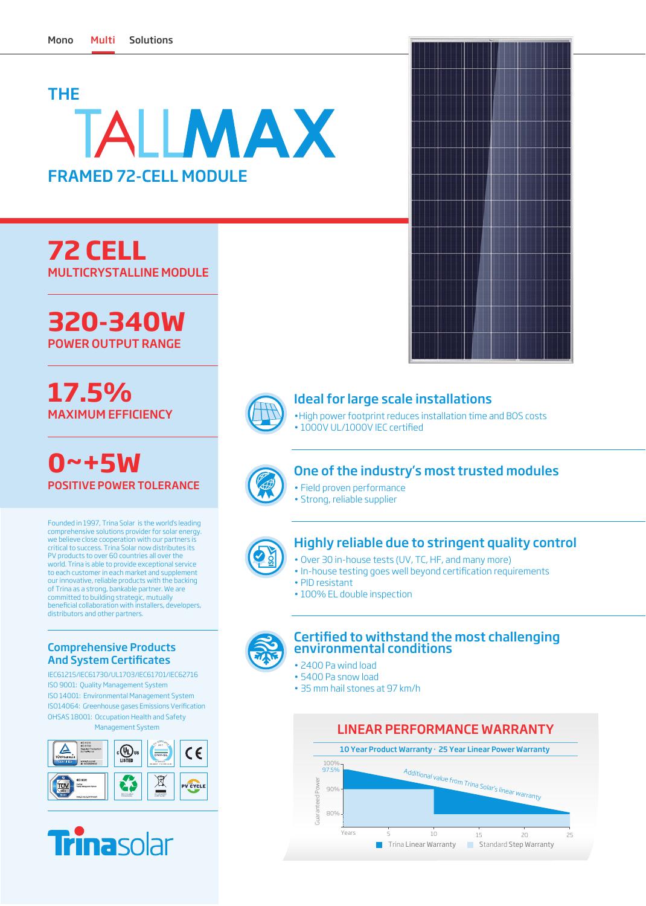Mono Multi Solutions

# THE TALLMAX

## FRAMED 72-CELL MODULE

## 72 CELL
MULTICRYSTALLINE MODULE

## 320-340W
POWER OUTPUT RANGE

## 17.5%
MAXIMUM EFFICIENCY

## 0~+5W
POSITIVE POWER TOLERANCE

Founded in 1997, Trina Solar is the world's leading comprehensive solutions provider for solar energy. we believe close cooperation with our partners is critical to success. Trina Solar now distributes its PV products to over 60 countries all over the world. Trina is able to provide exceptional service to each customer in each market and supplement our innovative, reliable products with the backing of Trina as a strong, bankable partner. We are committed to building strategic, mutually beneficial collaboration with installers, developers, distributors and other partners.

### Comprehensive Products And System Certificates

IEC61215/IEC61730/UL1703/IEC61701/IEC62716
ISO 9001: Quality Management System
ISO 14001: Environmental Management System
ISO14064: Greenhouse gases Emissions Verification
OHSAS 18001: Occupation Health and Safety Management System

Trinasolar

### Ideal for large scale installations

- High power footprint reduces installation time and BOS costs
- 1000V UL/1000V IEC certified

### One of the industry's most trusted modules

- Field proven performance
- Strong, reliable supplier

### Highly reliable due to stringent quality control

- Over 30 in-house tests (UV, TC, HF, and many more)
- In-house testing goes well beyond certification requirements
- PID resistant
- 100% EL double inspection

### Certified to withstand the most challenging environmental conditions

- 2400 Pa wind load
- 5400 Pa snow load
- 35 mm hail stones at 97 km/h

### LINEAR PERFORMANCE WARRANTY

10 Year Product Warranty · 25 Year Linear Power Warranty

Guaranteed Power: 100%, 97.5%, 90%, 80%

Years: 5, 10, 15, 20, 25

Additional value from Trina Solar's linear warranty

Trina Linear Warranty · Standard Step Warranty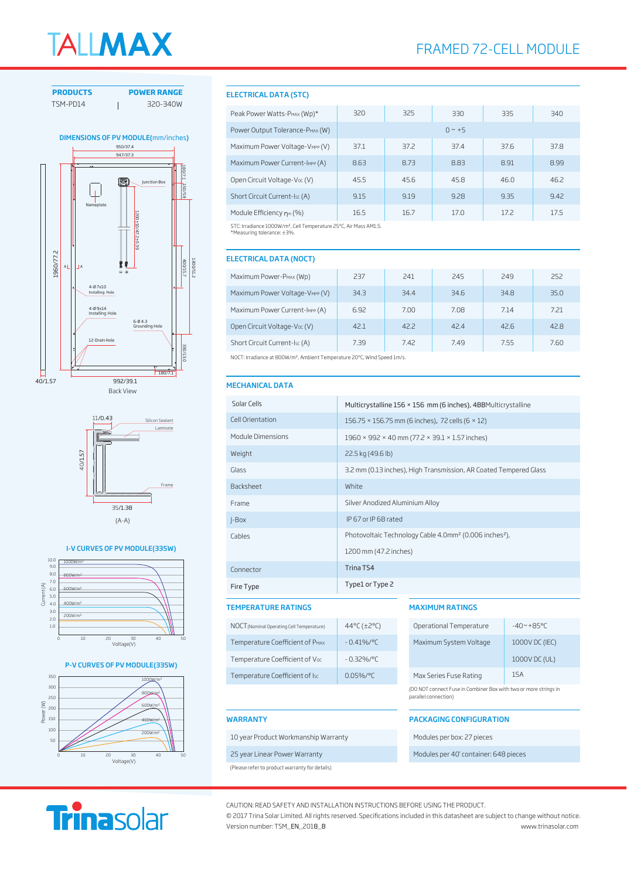# TALLMAX

## FRAMED 72-CELL MODULE

| PRODUCTS | POWER RANGE |
|---|---|
| TSM-PD14 | 320-340W |

### DIMENSIONS OF PV MODULE(mm/inches)

950/37.4
947/37.3
180/7.1
150/5.9
Junction Box
Nameplate
1200±10/47.2±0.39
1960/77.2
A
A
40/15.7
1300/51.2
4-Ø7x10 Installing Hole
4-Ø9x14 Installing Hole
6-Ø4.3 Grounding Hole
12-Drain Hole
330/13.0
180/7.1
40/1.57
992/39.1
Back View

11/0.43
Silicon Sealant
Laminate
40/1.57
Frame
35/1.38
(A-A)

### I-V CURVES OF PV MODULE(335W)

Current(A)
10.0
9.0
8.0
7.0
6.0
5.0
4.0
3.0
2.0
1.0
1000W/m²
800W/m²
600W/m²
400W/m²
200W/m²
0 10 20 30 40 50
Voltage(V)

### P-V CURVES OF PV MODULE(335W)

Power (W)
350
300
250
200
150
100
50
1000W/m²
800W/m²
600W/m²
400W/m²
200W/m²
0 10 20 30 40 50
Voltage(V)

### ELECTRICAL DATA (STC)

| | | | | | |
|---|---|---|---|---|---|
| Peak Power Watts-$P_{MAX}$ (Wp)* | 320 | 325 | 330 | 335 | 340 |
| Power Output Tolerance-$P_{MAX}$ (W) | 0 ~ +5 | | | | |
| Maximum Power Voltage-$V_{MPP}$ (V) | 37.1 | 37.2 | 37.4 | 37.6 | 37.8 |
| Maximum Power Current-$I_{MPP}$ (A) | 8.63 | 8.73 | 8.83 | 8.91 | 8.99 |
| Open Circuit Voltage-$V_{OC}$ (V) | 45.5 | 45.6 | 45.8 | 46.0 | 46.2 |
| Short Circuit Current-$I_{SC}$ (A) | 9.15 | 9.19 | 9.28 | 9.35 | 9.42 |
| Module Efficiency $\eta_m$ (%) | 16.5 | 16.7 | 17.0 | 17.2 | 17.5 |

STC: Irradiance 1000W/m², Cell Temperature 25°C, Air Mass AM1.5.
*Measuring tolerance: ±3%.

### ELECTRICAL DATA (NOCT)

| | | | | | |
|---|---|---|---|---|---|
| Maximum Power-$P_{MAX}$ (Wp) | 237 | 241 | 245 | 249 | 252 |
| Maximum Power Voltage-$V_{MPP}$ (V) | 34.3 | 34.4 | 34.6 | 34.8 | 35.0 |
| Maximum Power Current-$I_{MPP}$ (A) | 6.92 | 7.00 | 7.08 | 7.14 | 7.21 |
| Open Circuit Voltage-$V_{OC}$ (V) | 42.1 | 42.2 | 42.4 | 42.6 | 42.8 |
| Short Circuit Current-$I_{SC}$ (A) | 7.39 | 7.42 | 7.49 | 7.55 | 7.60 |

NOCT: Irradiance at 800W/m², Ambient Temperature 20°C, Wind Speed 1m/s.

### MECHANICAL DATA

| | |
|---|---|
| Solar Cells | Multicrystalline 156 × 156 mm (6 inches), 4BBMulticrystalline |
| Cell Orientation | 156.75 × 156.75 mm (6 inches), 72 cells (6 × 12) |
| Module Dimensions | 1960 × 992 × 40 mm (77.2 × 39.1 × 1.57 inches) |
| Weight | 22.5 kg (49.6 lb) |
| Glass | 3.2 mm (0.13 inches), High Transmission, AR Coated Tempered Glass |
| Backsheet | White |
| Frame | Silver Anodized Aluminium Alloy |
| J-Box | IP 67 or IP 68 rated |
| Cables | Photovoltaic Technology Cable 4.0mm² (0.006 inches²), 1200 mm (47.2 inches) |
| Connector | Trina TS4 |
| Fire Type | Type1 or Type 2 |

### TEMPERATURE RATINGS

| | |
|---|---|
| NOCT (Nominal Operating Cell Temperature) | 44°C (±2°C) |
| Temperature Coefficient of $P_{MAX}$ | - 0.41%/°C |
| Temperature Coefficient of $V_{OC}$ | - 0.32%/°C |
| Temperature Coefficient of $I_{SC}$ | 0.05%/°C |

### MAXIMUM RATINGS

| | |
|---|---|
| Operational Temperature | -40~+85°C |
| Maximum System Voltage | 1000V DC (IEC) 1000V DC (UL) |
| Max Series Fuse Rating | 15A |

(DO NOT connect Fuse in Combiner Box with two or more strings in parallel connection)

### WARRANTY

10 year Product Workmanship Warranty

25 year Linear Power Warranty

(Please refer to product warranty for details)

### PACKAGING CONFIGURATION

Modules per box: 27 pieces

Modules per 40' container: 648 pieces

Trinasolar

CAUTION: READ SAFETY AND INSTALLATION INSTRUCTIONS BEFORE USING THE PRODUCT.
© 2017 Trina Solar Limited. All rights reserved. Specifications included in this datasheet are subject to change without notice.
Version number: TSM_EN_2018_B
www.trinasolar.com